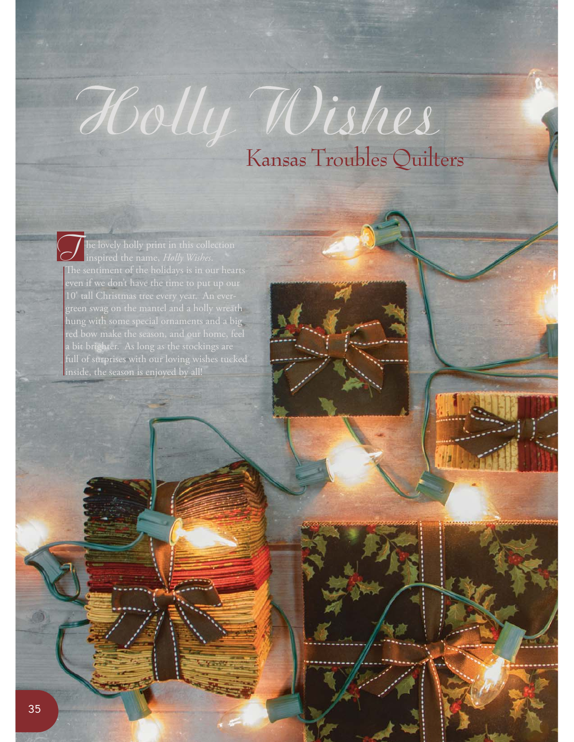# Holly Wishes

## Kansas Troubles Quilters

The lovely holly print in this collection inspired the name, *Holly Wishes*. The sentiment of the holidays is in our hearts even if we don't have the time to put up our 10' tall Christmas tree every year. An evergreen swag on the mantel and a holly wreath hung with some special ornaments and a big red bow make the season, and our home, feel a bit brighter. As long as the stockings are full of surprises with our loving wishes tucked inside, the season is enjoyed by all!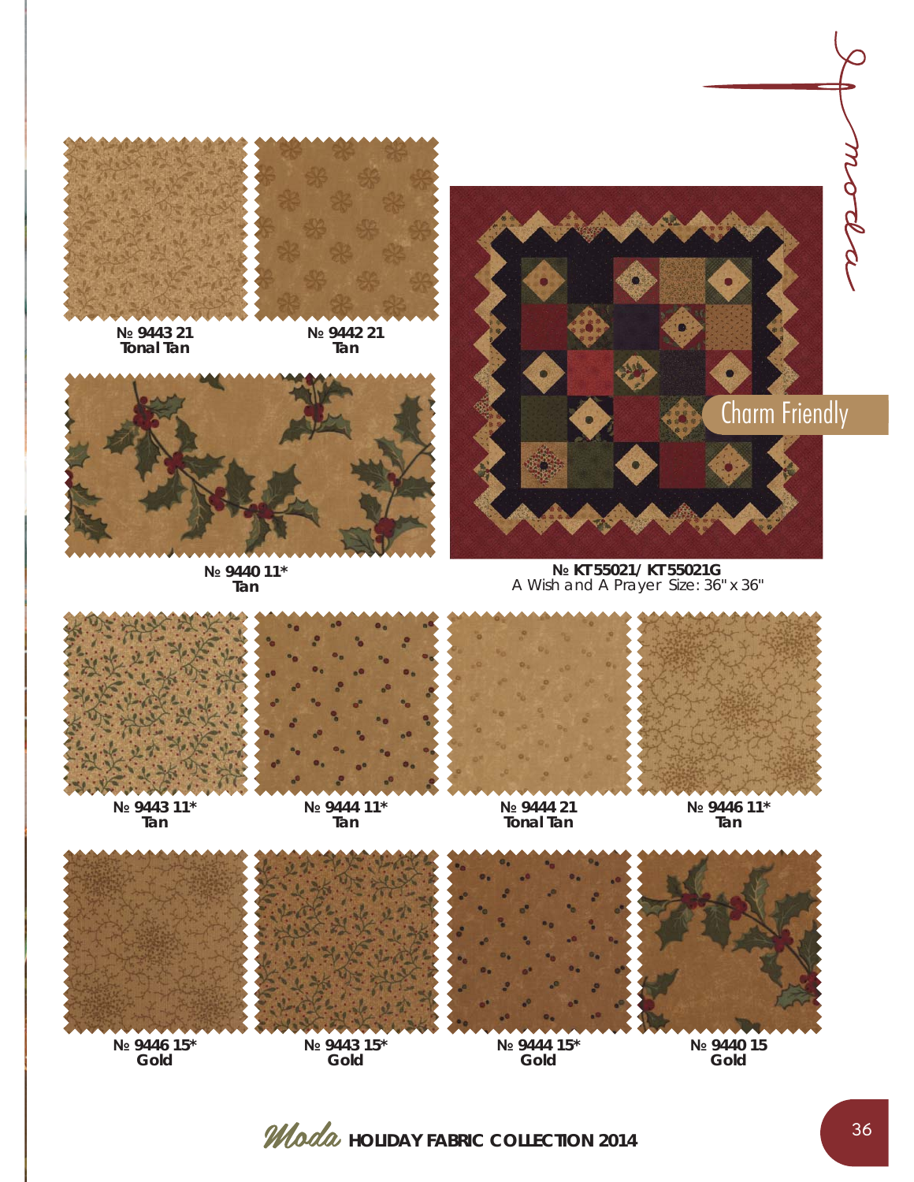№ 9443 21
Tonal Tan

№ 9442 21
Tan

№ 9440 11*
Tan

Charm Friendly

№ KT55021/ KT55021G
A Wish and A Prayer Size: 36" x 36"

№ 9443 11*
Tan

№ 9444 11*
Tan

№ 9444 21
Tonal Tan

№ 9446 11*
Tan

№ 9446 15*
Gold

№ 9443 15*
Gold

№ 9444 15*
Gold

№ 9440 15
Gold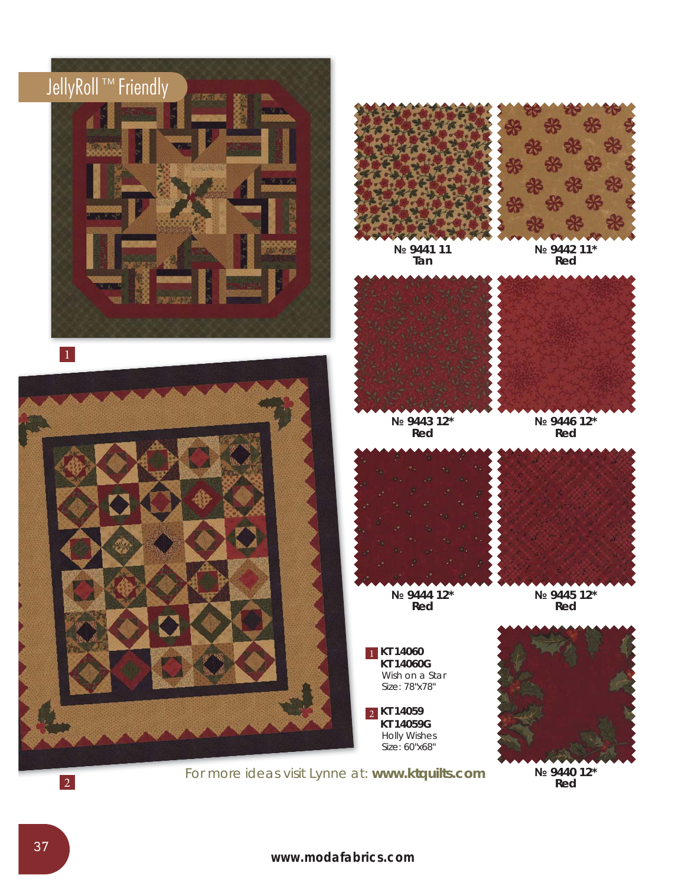## JellyRoll™ Friendly

1

2

№ 9441 11
Tan

№ 9442 11*
Red

№ 9443 12*
Red

№ 9446 12*
Red

№ 9444 12*
Red

№ 9445 12*
Red

1 **KT14060**
**KT14060G**
Wish on a Star
Size: 78"x78"

2 **KT14059**
**KT14059G**
Holly Wishes
Size: 60"x68"

№ 9440 12*
Red

For more ideas visit Lynne at: **www.ktquilts.com**

**www.modafabrics.com**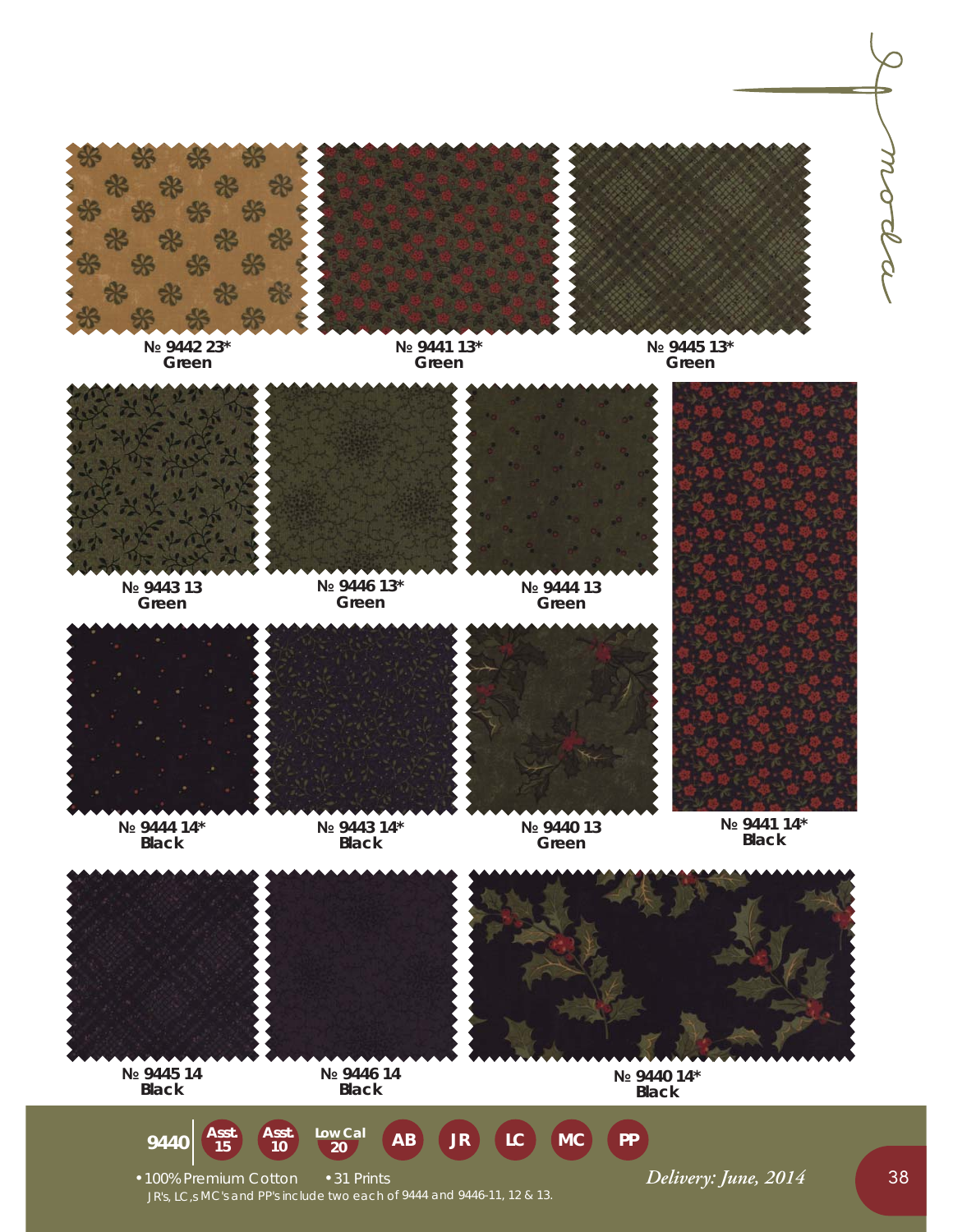№ 9442 23*
Green

№ 9441 13*
Green

№ 9445 13*
Green

№ 9443 13
Green

№ 9446 13*
Green

№ 9444 13
Green

№ 9444 14*
Black

№ 9443 14*
Black

№ 9440 13
Green

№ 9441 14*
Black

№ 9445 14
Black

№ 9446 14
Black

№ 9440 14*
Black

9440 | Asst. 15 | Asst. 10 | Low Cal 20 | AB | JR | LC | MC | PP

- 100% Premium Cotton
- 31 Prints

JR's, LC,s MC's and PP's include two each of 9444 and 9446-11, 12 & 13.

*Delivery: June, 2014*